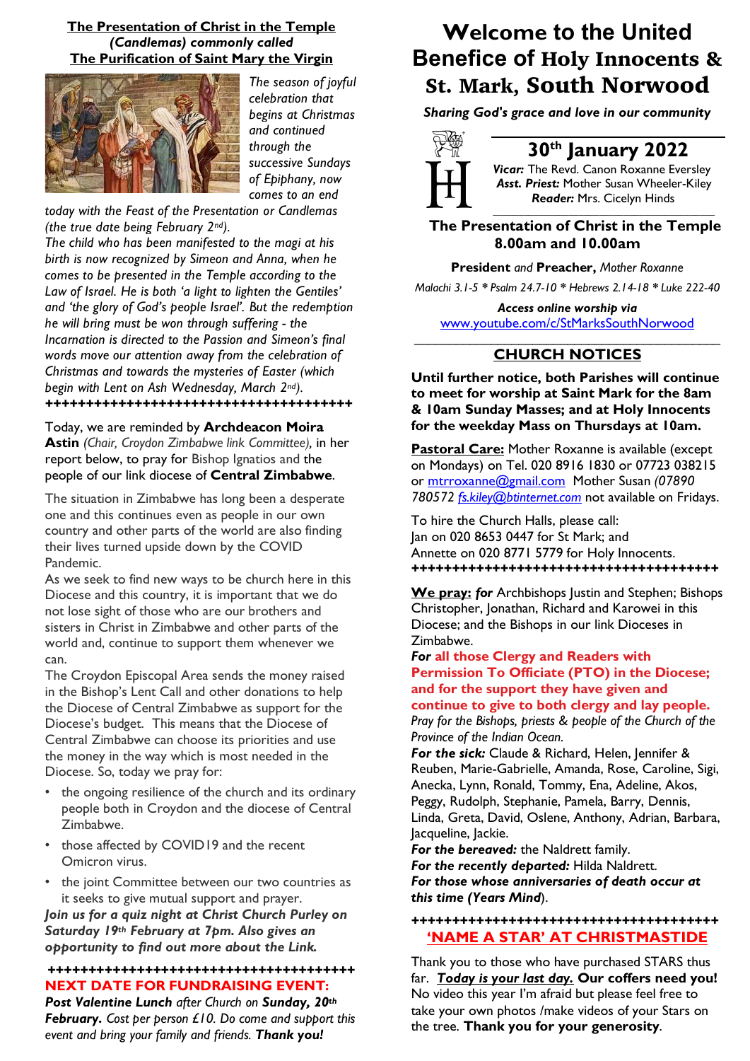# Welcome to the United Benefice of Holy Innocents & St. Mark, South Norwood

***Sharing God's grace and love in our community***

## 30th January 2022

***Vicar:*** The Revd. Canon Roxanne Eversley
***Asst. Priest:*** Mother Susan Wheeler-Kiley
***Reader:*** Mrs. Cicelyn Hinds

### The Presentation of Christ in the Temple 8.00am and 10.00am

**President** *and* **Preacher,** *Mother Roxanne*

*Malachi 3.1-5 * Psalm 24.7-10 * Hebrews 2.14-18 * Luke 222-40*

***Access online worship via***
www.youtube.com/c/StMarksSouthNorwood

## CHURCH NOTICES

**Until further notice, both Parishes will continue to meet for worship at Saint Mark for the 8am & 10am Sunday Masses; and at Holy Innocents for the weekday Mass on Thursdays at 10am.**

**Pastoral Care:** Mother Roxanne is available (except on Mondays) on Tel. 020 8916 1830 or 07723 038215 or mtrroxanne@gmail.com Mother Susan *(07890 780572 fs.kiley@btinternet.com* not available on Fridays.

To hire the Church Halls, please call:
Jan on 020 8653 0447 for St Mark; and
Annette on 020 8771 5779 for Holy Innocents.

++++++++++++++++++++++++++++++++++++++++

**We pray:** ***for*** Archbishops Justin and Stephen; Bishops Christopher, Jonathan, Richard and Karowei in this Diocese; and the Bishops in our link Dioceses in Zimbabwe.

***For* all those Clergy and Readers with Permission To Officiate (PTO) in the Diocese; and for the support they have given and continue to give to both clergy and lay people.**

*Pray for the Bishops, priests & people of the Church of the Province of the Indian Ocean.*

***For the sick:*** Claude & Richard, Helen, Jennifer & Reuben, Marie-Gabrielle, Amanda, Rose, Caroline, Sigi, Anecka, Lynn, Ronald, Tommy, Ena, Adeline, Akos, Peggy, Rudolph, Stephanie, Pamela, Barry, Dennis, Linda, Greta, David, Oslene, Anthony, Adrian, Barbara, Jacqueline, Jackie.

***For the bereaved:*** the Naldrett family.

***For the recently departed:*** Hilda Naldrett.

***For those whose anniversaries of death occur at this time (Years Mind).***

++++++++++++++++++++++++++++++++++++++++

## 'NAME A STAR' AT CHRISTMASTIDE

Thank you to those who have purchased STARS thus far. ***Today is your last day.*** **Our coffers need you!** No video this year I'm afraid but please feel free to take your own photos /make videos of your Stars on the tree. **Thank you for your generosity**.

---

## The Presentation of Christ in the Temple *(Candlemas) commonly called* The Purification of Saint Mary the Virgin

*The season of joyful celebration that begins at Christmas and continued through the successive Sundays of Epiphany, now comes to an end today with the Feast of the Presentation or Candlemas (the true date being February 2nd).*

*The child who has been manifested to the magi at his birth is now recognized by Simeon and Anna, when he comes to be presented in the Temple according to the Law of Israel. He is both 'a light to lighten the Gentiles' and 'the glory of God's people Israel'. But the redemption he will bring must be won through suffering - the Incarnation is directed to the Passion and Simeon's final words move our attention away from the celebration of Christmas and towards the mysteries of Easter (which begin with Lent on Ash Wednesday, March 2nd).*

++++++++++++++++++++++++++++++++++++++++

Today, we are reminded by **Archdeacon Moira Astin** *(Chair, Croydon Zimbabwe link Committee),* in her report below, to pray for Bishop Ignatios and the people of our link diocese of **Central Zimbabwe**.

The situation in Zimbabwe has long been a desperate one and this continues even as people in our own country and other parts of the world are also finding their lives turned upside down by the COVID Pandemic.

As we seek to find new ways to be church here in this Diocese and this country, it is important that we do not lose sight of those who are our brothers and sisters in Christ in Zimbabwe and other parts of the world and, continue to support them whenever we can.

The Croydon Episcopal Area sends the money raised in the Bishop's Lent Call and other donations to help the Diocese of Central Zimbabwe as support for the Diocese's budget. This means that the Diocese of Central Zimbabwe can choose its priorities and use the money in the way which is most needed in the Diocese. So, today we pray for:

- the ongoing resilience of the church and its ordinary people both in Croydon and the diocese of Central Zimbabwe.
- those affected by COVID19 and the recent Omicron virus.
- the joint Committee between our two countries as it seeks to give mutual support and prayer.

***Join us for a quiz night at Christ Church Purley on Saturday 19th February at 7pm. Also gives an opportunity to find out more about the Link.***

++++++++++++++++++++++++++++++++++++++++

## NEXT DATE FOR FUNDRAISING EVENT:

***Post Valentine Lunch*** *after Church on* ***Sunday, 20th February.*** *Cost per person £10. Do come and support this event and bring your family and friends.* ***Thank you!***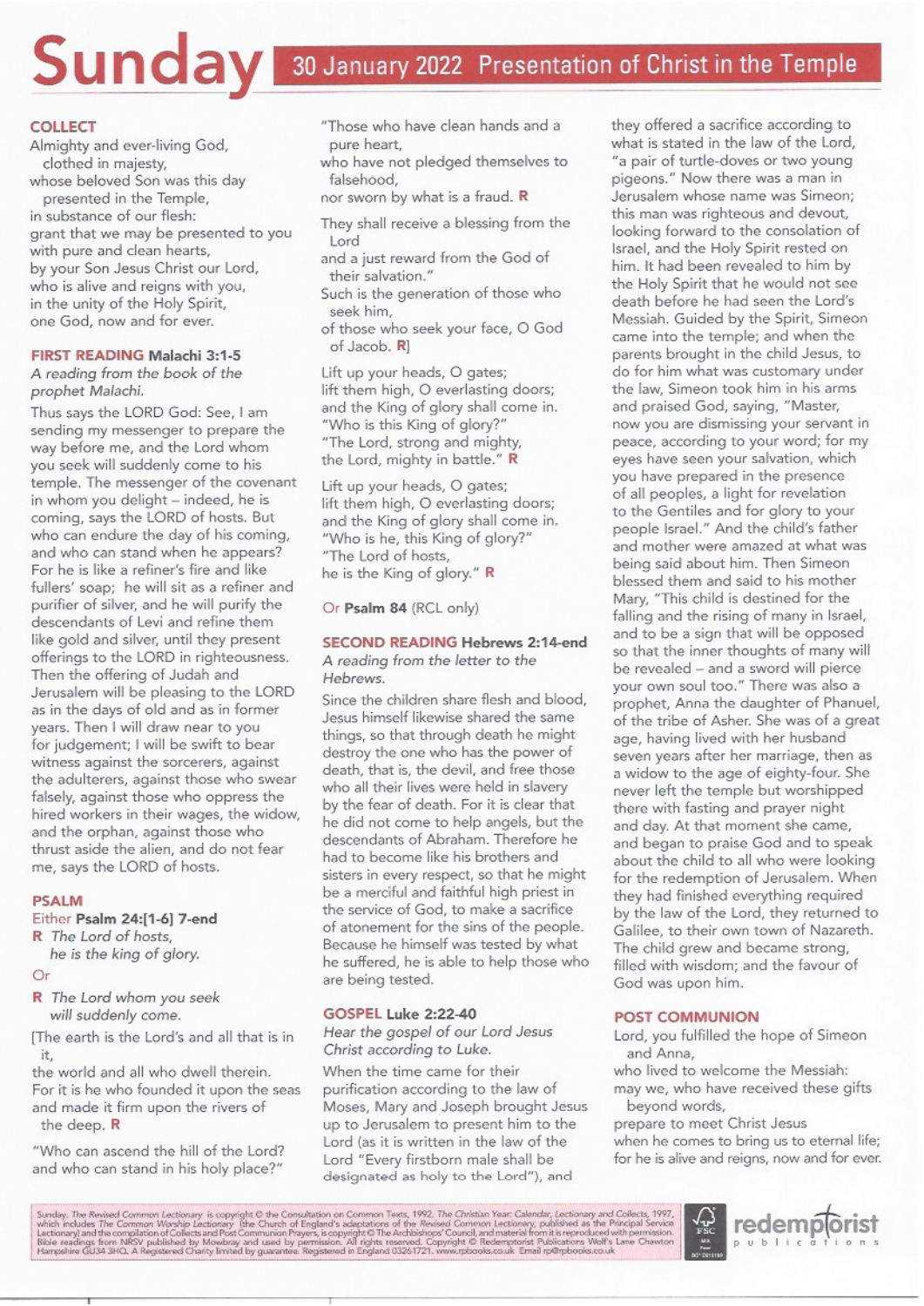# Sunday 30 January 2022 Presentation of Christ in the Temple

## COLLECT

Almighty and ever-living God,
clothed in majesty,
whose beloved Son was this day
presented in the Temple,
in substance of our flesh:
grant that we may be presented to you
with pure and clean hearts,
by your Son Jesus Christ our Lord,
who is alive and reigns with you,
in the unity of the Holy Spirit,
one God, now and for ever.

## FIRST READING Malachi 3:1-5

*A reading from the book of the prophet Malachi.*

Thus says the LORD God: See, I am sending my messenger to prepare the way before me, and the Lord whom you seek will suddenly come to his temple. The messenger of the covenant in whom you delight – indeed, he is coming, says the LORD of hosts. But who can endure the day of his coming, and who can stand when he appears? For he is like a refiner's fire and like fullers' soap; he will sit as a refiner and purifier of silver, and he will purify the descendants of Levi and refine them like gold and silver, until they present offerings to the LORD in righteousness. Then the offering of Judah and Jerusalem will be pleasing to the LORD as in the days of old and as in former years. Then I will draw near to you for judgement; I will be swift to bear witness against the sorcerers, against the adulterers, against those who swear falsely, against those who oppress the hired workers in their wages, the widow, and the orphan, against those who thrust aside the alien, and do not fear me, says the LORD of hosts.

## PSALM

Either **Psalm 24:[1-6] 7-end**

**R** *The Lord of hosts,*
*he is the king of glory.*

Or

**R** *The Lord whom you seek*
*will suddenly come.*

[The earth is the Lord's and all that is in it,
the world and all who dwell therein.
For it is he who founded it upon the seas
and made it firm upon the rivers of the deep. **R**

"Who can ascend the hill of the Lord?
and who can stand in his holy place?"
"Those who have clean hands and a pure heart,
who have not pledged themselves to falsehood,
nor sworn by what is a fraud. **R**

They shall receive a blessing from the Lord
and a just reward from the God of their salvation."
Such is the generation of those who seek him,
of those who seek your face, O God of Jacob. **R**]

Lift up your heads, O gates;
lift them high, O everlasting doors;
and the King of glory shall come in.
"Who is this King of glory?"
"The Lord, strong and mighty,
the Lord, mighty in battle." **R**

Lift up your heads, O gates;
lift them high, O everlasting doors;
and the King of glory shall come in.
"Who is he, this King of glory?"
"The Lord of hosts,
he is the King of glory." **R**

Or **Psalm 84** (RCL only)

## SECOND READING Hebrews 2:14-end

*A reading from the letter to the Hebrews.*

Since the children share flesh and blood, Jesus himself likewise shared the same things, so that through death he might destroy the one who has the power of death, that is, the devil, and free those who all their lives were held in slavery by the fear of death. For it is clear that he did not come to help angels, but the descendants of Abraham. Therefore he had to become like his brothers and sisters in every respect, so that he might be a merciful and faithful high priest in the service of God, to make a sacrifice of atonement for the sins of the people. Because he himself was tested by what he suffered, he is able to help those who are being tested.

## GOSPEL Luke 2:22-40

*Hear the gospel of our Lord Jesus Christ according to Luke.*

When the time came for their purification according to the law of Moses, Mary and Joseph brought Jesus up to Jerusalem to present him to the Lord (as it is written in the law of the Lord "Every firstborn male shall be designated as holy to the Lord"), and they offered a sacrifice according to what is stated in the law of the Lord, "a pair of turtle-doves or two young pigeons." Now there was a man in Jerusalem whose name was Simeon; this man was righteous and devout, looking forward to the consolation of Israel, and the Holy Spirit rested on him. It had been revealed to him by the Holy Spirit that he would not see death before he had seen the Lord's Messiah. Guided by the Spirit, Simeon came into the temple; and when the parents brought in the child Jesus, to do for him what was customary under the law, Simeon took him in his arms and praised God, saying, "Master, now you are dismissing your servant in peace, according to your word; for my eyes have seen your salvation, which you have prepared in the presence of all peoples, a light for revelation to the Gentiles and for glory to your people Israel." And the child's father and mother were amazed at what was being said about him. Then Simeon blessed them and said to his mother Mary, "This child is destined for the falling and the rising of many in Israel, and to be a sign that will be opposed so that the inner thoughts of many will be revealed – and a sword will pierce your own soul too." There was also a prophet, Anna the daughter of Phanuel, of the tribe of Asher. She was of a great age, having lived with her husband seven years after her marriage, then as a widow to the age of eighty-four. She never left the temple but worshipped there with fasting and prayer night and day. At that moment she came, and began to praise God and to speak about the child to all who were looking for the redemption of Jerusalem. When they had finished everything required by the law of the Lord, they returned to Galilee, to their own town of Nazareth. The child grew and became strong, filled with wisdom; and the favour of God was upon him.

## POST COMMUNION

Lord, you fulfilled the hope of Simeon
and Anna,
who lived to welcome the Messiah:
may we, who have received these gifts
beyond words,
prepare to meet Christ Jesus
when he comes to bring us to eternal life;
for he is alive and reigns, now and for ever.

Sunday. *The Revised Common Lectionary* is copyright © the Consultation on Common Texts, 1992. *The Christian Year: Calendar, Lectionary and Collects*, 1997, which includes *The Common Worship Lectionary* (the Church of England's adaptations of the Revised Common Lectionary, published as the Principal Service Lectionary) and the compilation of Collects and Post Communion Prayers, is copyright © The Archbishops' Council, and material from it is reproduced with permission. Bible readings from NRSV published by Mowbray and used by permission. All rights reserved. Copyright © Redemptorist Publications Wolf's Lane Chawton Hampshire GU34 3HQ. A Registered Charity limited by guarantee. Registered in England 03261721. www.rpbooks.co.uk Email rp@rpbooks.co.uk

redemptorist publications